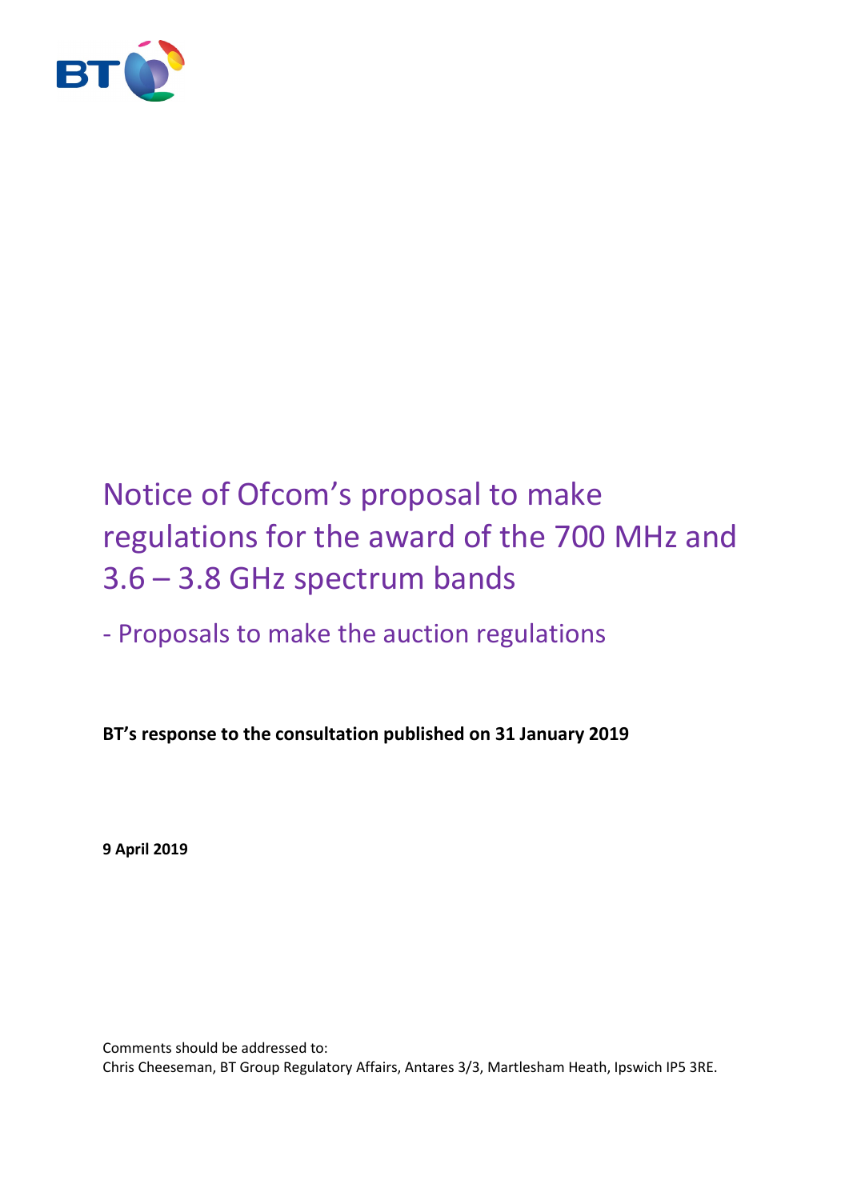# Notice of Ofcom's proposal to make regulations for the award of the 700 MHz and 3.6 – 3.8 GHz spectrum bands

## - Proposals to make the auction regulations

**BT's response to the consultation published on 31 January 2019**

**9 April 2019**

Comments should be addressed to:
Chris Cheeseman, BT Group Regulatory Affairs, Antares 3/3, Martlesham Heath, Ipswich IP5 3RE.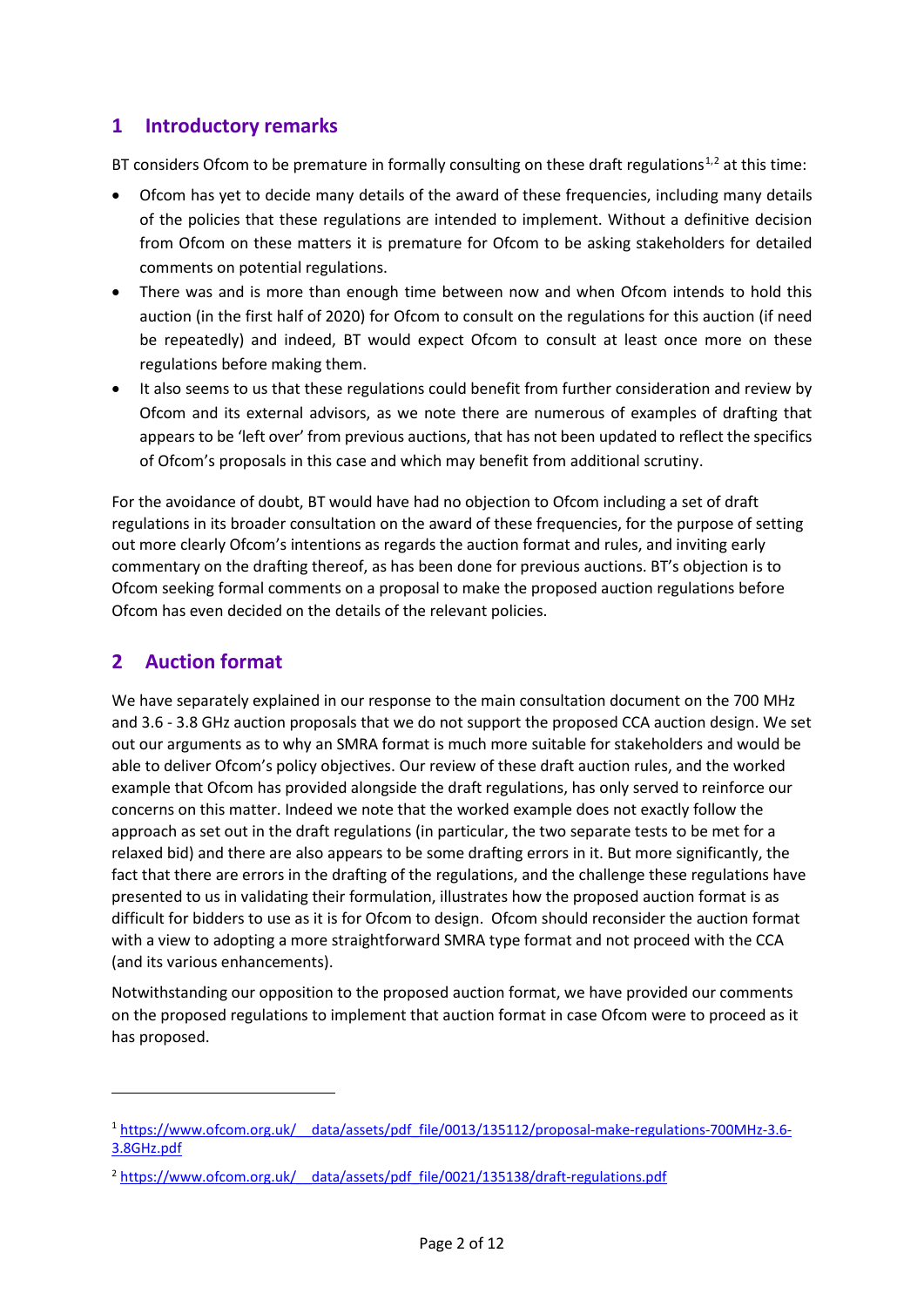## 1 Introductory remarks

BT considers Ofcom to be premature in formally consulting on these draft regulations[1,2] at this time:

- Ofcom has yet to decide many details of the award of these frequencies, including many details of the policies that these regulations are intended to implement. Without a definitive decision from Ofcom on these matters it is premature for Ofcom to be asking stakeholders for detailed comments on potential regulations.
- There was and is more than enough time between now and when Ofcom intends to hold this auction (in the first half of 2020) for Ofcom to consult on the regulations for this auction (if need be repeatedly) and indeed, BT would expect Ofcom to consult at least once more on these regulations before making them.
- It also seems to us that these regulations could benefit from further consideration and review by Ofcom and its external advisors, as we note there are numerous of examples of drafting that appears to be 'left over' from previous auctions, that has not been updated to reflect the specifics of Ofcom's proposals in this case and which may benefit from additional scrutiny.

For the avoidance of doubt, BT would have had no objection to Ofcom including a set of draft regulations in its broader consultation on the award of these frequencies, for the purpose of setting out more clearly Ofcom's intentions as regards the auction format and rules, and inviting early commentary on the drafting thereof, as has been done for previous auctions. BT's objection is to Ofcom seeking formal comments on a proposal to make the proposed auction regulations before Ofcom has even decided on the details of the relevant policies.

## 2 Auction format

We have separately explained in our response to the main consultation document on the 700 MHz and 3.6 - 3.8 GHz auction proposals that we do not support the proposed CCA auction design. We set out our arguments as to why an SMRA format is much more suitable for stakeholders and would be able to deliver Ofcom's policy objectives. Our review of these draft auction rules, and the worked example that Ofcom has provided alongside the draft regulations, has only served to reinforce our concerns on this matter. Indeed we note that the worked example does not exactly follow the approach as set out in the draft regulations (in particular, the two separate tests to be met for a relaxed bid) and there are also appears to be some drafting errors in it. But more significantly, the fact that there are errors in the drafting of the regulations, and the challenge these regulations have presented to us in validating their formulation, illustrates how the proposed auction format is as difficult for bidders to use as it is for Ofcom to design. Ofcom should reconsider the auction format with a view to adopting a more straightforward SMRA type format and not proceed with the CCA (and its various enhancements).

Notwithstanding our opposition to the proposed auction format, we have provided our comments on the proposed regulations to implement that auction format in case Ofcom were to proceed as it has proposed.

---

[1] https://www.ofcom.org.uk/__data/assets/pdf_file/0013/135112/proposal-make-regulations-700MHz-3.6-3.8GHz.pdf

[2] https://www.ofcom.org.uk/__data/assets/pdf_file/0021/135138/draft-regulations.pdf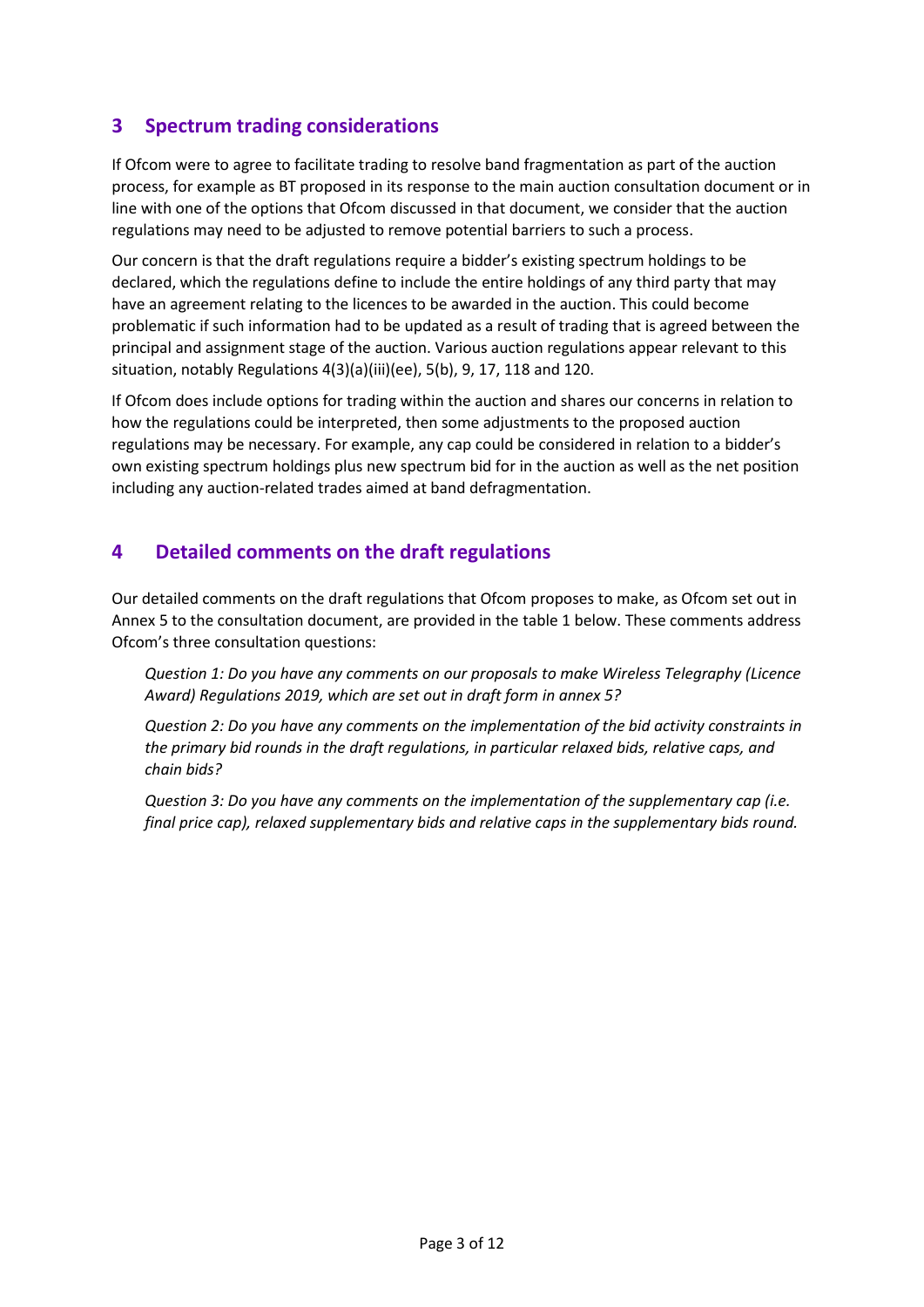## 3 Spectrum trading considerations

If Ofcom were to agree to facilitate trading to resolve band fragmentation as part of the auction process, for example as BT proposed in its response to the main auction consultation document or in line with one of the options that Ofcom discussed in that document, we consider that the auction regulations may need to be adjusted to remove potential barriers to such a process.

Our concern is that the draft regulations require a bidder's existing spectrum holdings to be declared, which the regulations define to include the entire holdings of any third party that may have an agreement relating to the licences to be awarded in the auction. This could become problematic if such information had to be updated as a result of trading that is agreed between the principal and assignment stage of the auction. Various auction regulations appear relevant to this situation, notably Regulations 4(3)(a)(iii)(ee), 5(b), 9, 17, 118 and 120.

If Ofcom does include options for trading within the auction and shares our concerns in relation to how the regulations could be interpreted, then some adjustments to the proposed auction regulations may be necessary. For example, any cap could be considered in relation to a bidder's own existing spectrum holdings plus new spectrum bid for in the auction as well as the net position including any auction-related trades aimed at band defragmentation.

## 4 Detailed comments on the draft regulations

Our detailed comments on the draft regulations that Ofcom proposes to make, as Ofcom set out in Annex 5 to the consultation document, are provided in the table 1 below. These comments address Ofcom's three consultation questions:

> *Question 1: Do you have any comments on our proposals to make Wireless Telegraphy (Licence Award) Regulations 2019, which are set out in draft form in annex 5?*
>
> *Question 2: Do you have any comments on the implementation of the bid activity constraints in the primary bid rounds in the draft regulations, in particular relaxed bids, relative caps, and chain bids?*
>
> *Question 3: Do you have any comments on the implementation of the supplementary cap (i.e. final price cap), relaxed supplementary bids and relative caps in the supplementary bids round.*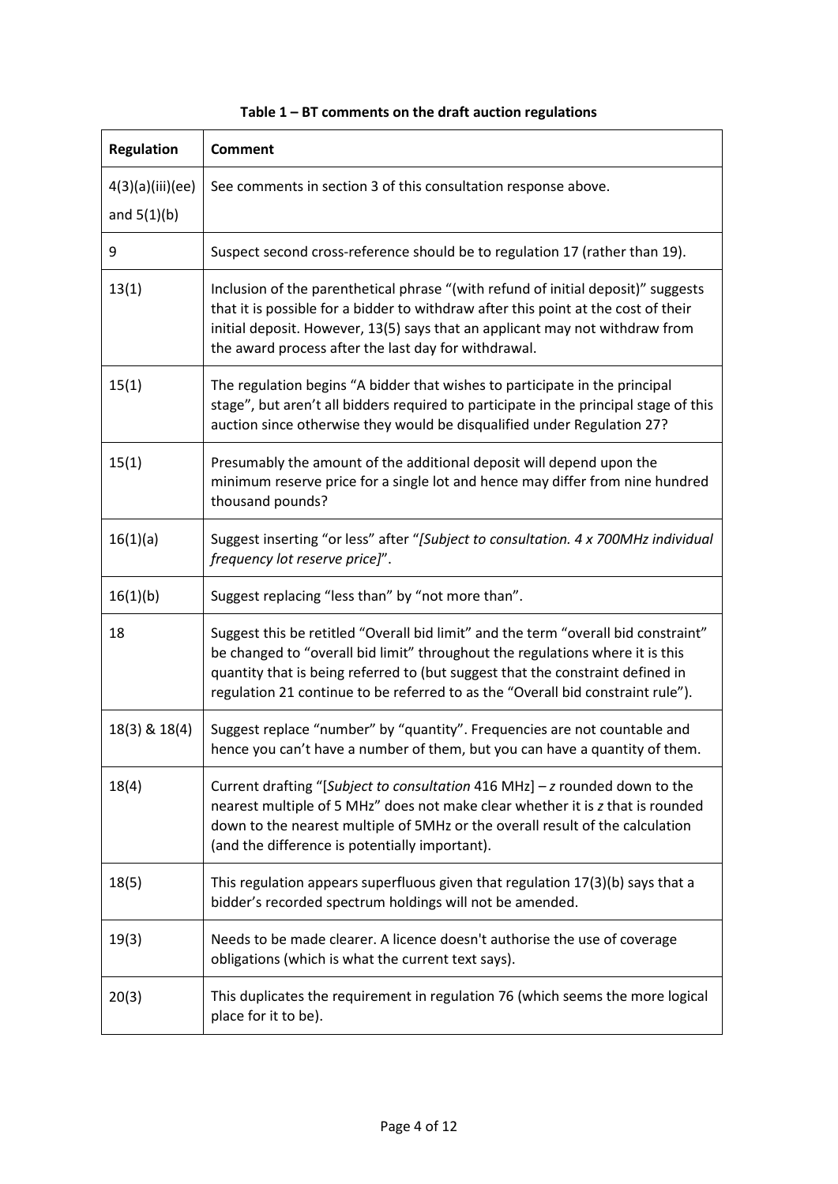**Table 1 – BT comments on the draft auction regulations**

| Regulation | Comment |
|---|---|
| 4(3)(a)(iii)(ee) and 5(1)(b) | See comments in section 3 of this consultation response above. |
| 9 | Suspect second cross-reference should be to regulation 17 (rather than 19). |
| 13(1) | Inclusion of the parenthetical phrase "(with refund of initial deposit)" suggests that it is possible for a bidder to withdraw after this point at the cost of their initial deposit. However, 13(5) says that an applicant may not withdraw from the award process after the last day for withdrawal. |
| 15(1) | The regulation begins "A bidder that wishes to participate in the principal stage", but aren't all bidders required to participate in the principal stage of this auction since otherwise they would be disqualified under Regulation 27? |
| 15(1) | Presumably the amount of the additional deposit will depend upon the minimum reserve price for a single lot and hence may differ from nine hundred thousand pounds? |
| 16(1)(a) | Suggest inserting "or less" after "*[Subject to consultation. 4 x 700MHz individual frequency lot reserve price]*". |
| 16(1)(b) | Suggest replacing "less than" by "not more than". |
| 18 | Suggest this be retitled "Overall bid limit" and the term "overall bid constraint" be changed to "overall bid limit" throughout the regulations where it is this quantity that is being referred to (but suggest that the constraint defined in regulation 21 continue to be referred to as the "Overall bid constraint rule"). |
| 18(3) & 18(4) | Suggest replace "number" by "quantity". Frequencies are not countable and hence you can't have a number of them, but you can have a quantity of them. |
| 18(4) | Current drafting "[*Subject to consultation* 416 MHz] – *z* rounded down to the nearest multiple of 5 MHz" does not make clear whether it is *z* that is rounded down to the nearest multiple of 5MHz or the overall result of the calculation (and the difference is potentially important). |
| 18(5) | This regulation appears superfluous given that regulation 17(3)(b) says that a bidder's recorded spectrum holdings will not be amended. |
| 19(3) | Needs to be made clearer. A licence doesn't authorise the use of coverage obligations (which is what the current text says). |
| 20(3) | This duplicates the requirement in regulation 76 (which seems the more logical place for it to be). |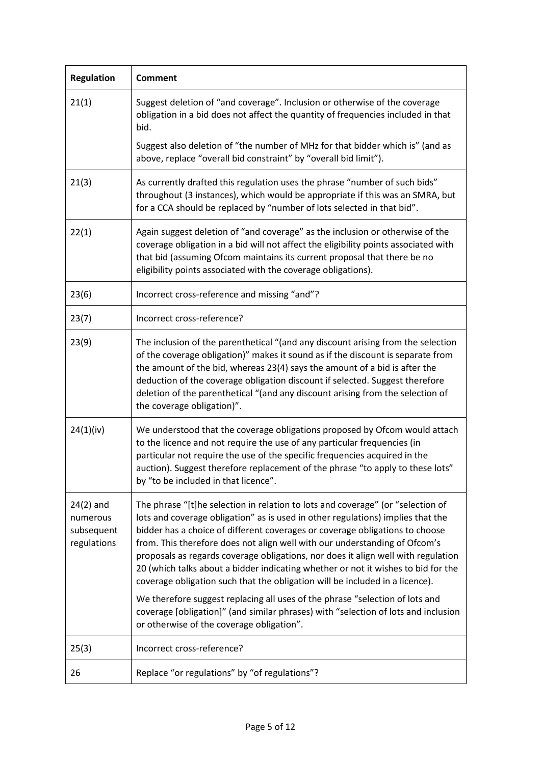| Regulation | Comment |
|---|---|
| 21(1) | Suggest deletion of "and coverage". Inclusion or otherwise of the coverage obligation in a bid does not affect the quantity of frequencies included in that bid.<br><br>Suggest also deletion of "the number of MHz for that bidder which is" (and as above, replace "overall bid constraint" by "overall bid limit"). |
| 21(3) | As currently drafted this regulation uses the phrase "number of such bids" throughout (3 instances), which would be appropriate if this was an SMRA, but for a CCA should be replaced by "number of lots selected in that bid". |
| 22(1) | Again suggest deletion of "and coverage" as the inclusion or otherwise of the coverage obligation in a bid will not affect the eligibility points associated with that bid (assuming Ofcom maintains its current proposal that there be no eligibility points associated with the coverage obligations). |
| 23(6) | Incorrect cross-reference and missing "and"? |
| 23(7) | Incorrect cross-reference? |
| 23(9) | The inclusion of the parenthetical "(and any discount arising from the selection of the coverage obligation)" makes it sound as if the discount is separate from the amount of the bid, whereas 23(4) says the amount of a bid is after the deduction of the coverage obligation discount if selected. Suggest therefore deletion of the parenthetical "(and any discount arising from the selection of the coverage obligation)". |
| 24(1)(iv) | We understood that the coverage obligations proposed by Ofcom would attach to the licence and not require the use of any particular frequencies (in particular not require the use of the specific frequencies acquired in the auction). Suggest therefore replacement of the phrase "to apply to these lots" by "to be included in that licence". |
| 24(2) and numerous subsequent regulations | The phrase "[t]he selection in relation to lots and coverage" (or "selection of lots and coverage obligation" as is used in other regulations) implies that the bidder has a choice of different coverages or coverage obligations to choose from. This therefore does not align well with our understanding of Ofcom's proposals as regards coverage obligations, nor does it align well with regulation 20 (which talks about a bidder indicating whether or not it wishes to bid for the coverage obligation such that the obligation will be included in a licence).<br><br>We therefore suggest replacing all uses of the phrase "selection of lots and coverage [obligation]" (and similar phrases) with "selection of lots and inclusion or otherwise of the coverage obligation". |
| 25(3) | Incorrect cross-reference? |
| 26 | Replace "or regulations" by "of regulations"? |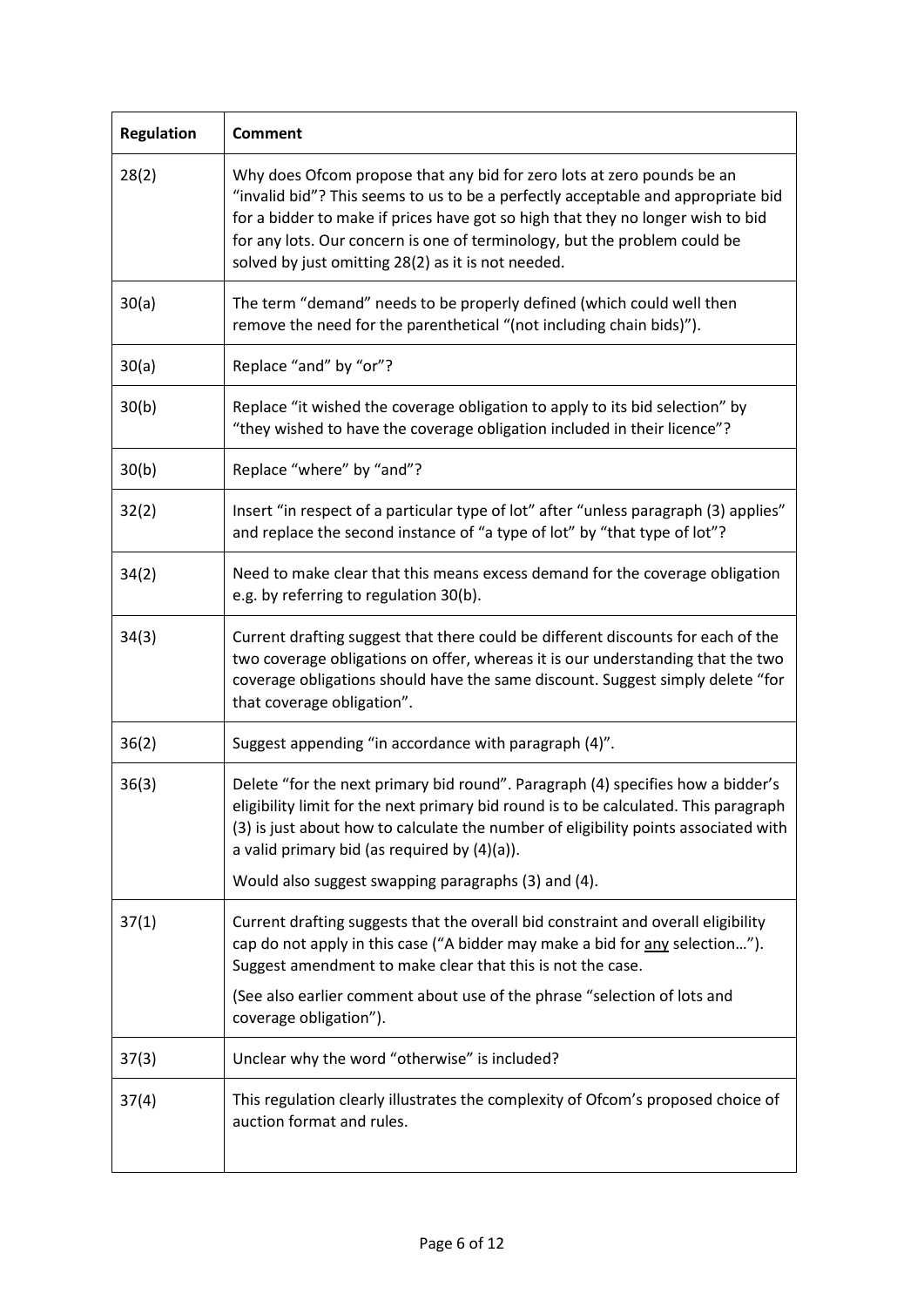| Regulation | Comment |
|---|---|
| 28(2) | Why does Ofcom propose that any bid for zero lots at zero pounds be an "invalid bid"? This seems to us to be a perfectly acceptable and appropriate bid for a bidder to make if prices have got so high that they no longer wish to bid for any lots. Our concern is one of terminology, but the problem could be solved by just omitting 28(2) as it is not needed. |
| 30(a) | The term "demand" needs to be properly defined (which could well then remove the need for the parenthetical "(not including chain bids)"). |
| 30(a) | Replace "and" by "or"? |
| 30(b) | Replace "it wished the coverage obligation to apply to its bid selection" by "they wished to have the coverage obligation included in their licence"? |
| 30(b) | Replace "where" by "and"? |
| 32(2) | Insert "in respect of a particular type of lot" after "unless paragraph (3) applies" and replace the second instance of "a type of lot" by "that type of lot"? |
| 34(2) | Need to make clear that this means excess demand for the coverage obligation e.g. by referring to regulation 30(b). |
| 34(3) | Current drafting suggest that there could be different discounts for each of the two coverage obligations on offer, whereas it is our understanding that the two coverage obligations should have the same discount. Suggest simply delete "for that coverage obligation". |
| 36(2) | Suggest appending "in accordance with paragraph (4)". |
| 36(3) | Delete "for the next primary bid round". Paragraph (4) specifies how a bidder's eligibility limit for the next primary bid round is to be calculated. This paragraph (3) is just about how to calculate the number of eligibility points associated with a valid primary bid (as required by (4)(a)).<br><br>Would also suggest swapping paragraphs (3) and (4). |
| 37(1) | Current drafting suggests that the overall bid constraint and overall eligibility cap do not apply in this case ("A bidder may make a bid for <u>any</u> selection…"). Suggest amendment to make clear that this is not the case.<br><br>(See also earlier comment about use of the phrase "selection of lots and coverage obligation"). |
| 37(3) | Unclear why the word "otherwise" is included? |
| 37(4) | This regulation clearly illustrates the complexity of Ofcom's proposed choice of auction format and rules. |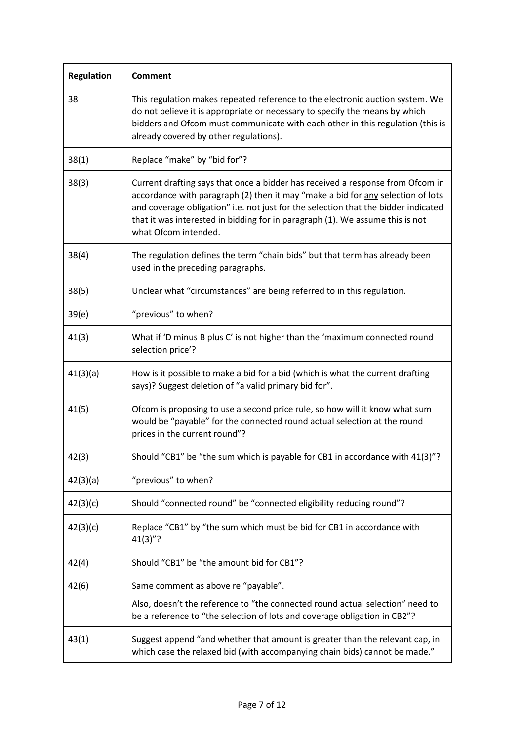| Regulation | Comment |
|---|---|
| 38 | This regulation makes repeated reference to the electronic auction system. We do not believe it is appropriate or necessary to specify the means by which bidders and Ofcom must communicate with each other in this regulation (this is already covered by other regulations). |
| 38(1) | Replace "make" by "bid for"? |
| 38(3) | Current drafting says that once a bidder has received a response from Ofcom in accordance with paragraph (2) then it may "make a bid for <u>any</u> selection of lots and coverage obligation" i.e. not just for the selection that the bidder indicated that it was interested in bidding for in paragraph (1). We assume this is not what Ofcom intended. |
| 38(4) | The regulation defines the term "chain bids" but that term has already been used in the preceding paragraphs. |
| 38(5) | Unclear what "circumstances" are being referred to in this regulation. |
| 39(e) | "previous" to when? |
| 41(3) | What if 'D minus B plus C' is not higher than the 'maximum connected round selection price'? |
| 41(3)(a) | How is it possible to make a bid for a bid (which is what the current drafting says)? Suggest deletion of "a valid primary bid for". |
| 41(5) | Ofcom is proposing to use a second price rule, so how will it know what sum would be "payable" for the connected round actual selection at the round prices in the current round"? |
| 42(3) | Should "CB1" be "the sum which is payable for CB1 in accordance with 41(3)"? |
| 42(3)(a) | "previous" to when? |
| 42(3)(c) | Should "connected round" be "connected eligibility reducing round"? |
| 42(3)(c) | Replace "CB1" by "the sum which must be bid for CB1 in accordance with 41(3)"? |
| 42(4) | Should "CB1" be "the amount bid for CB1"? |
| 42(6) | Same comment as above re "payable".<br><br>Also, doesn't the reference to "the connected round actual selection" need to be a reference to "the selection of lots and coverage obligation in CB2"? |
| 43(1) | Suggest append "and whether that amount is greater than the relevant cap, in which case the relaxed bid (with accompanying chain bids) cannot be made." |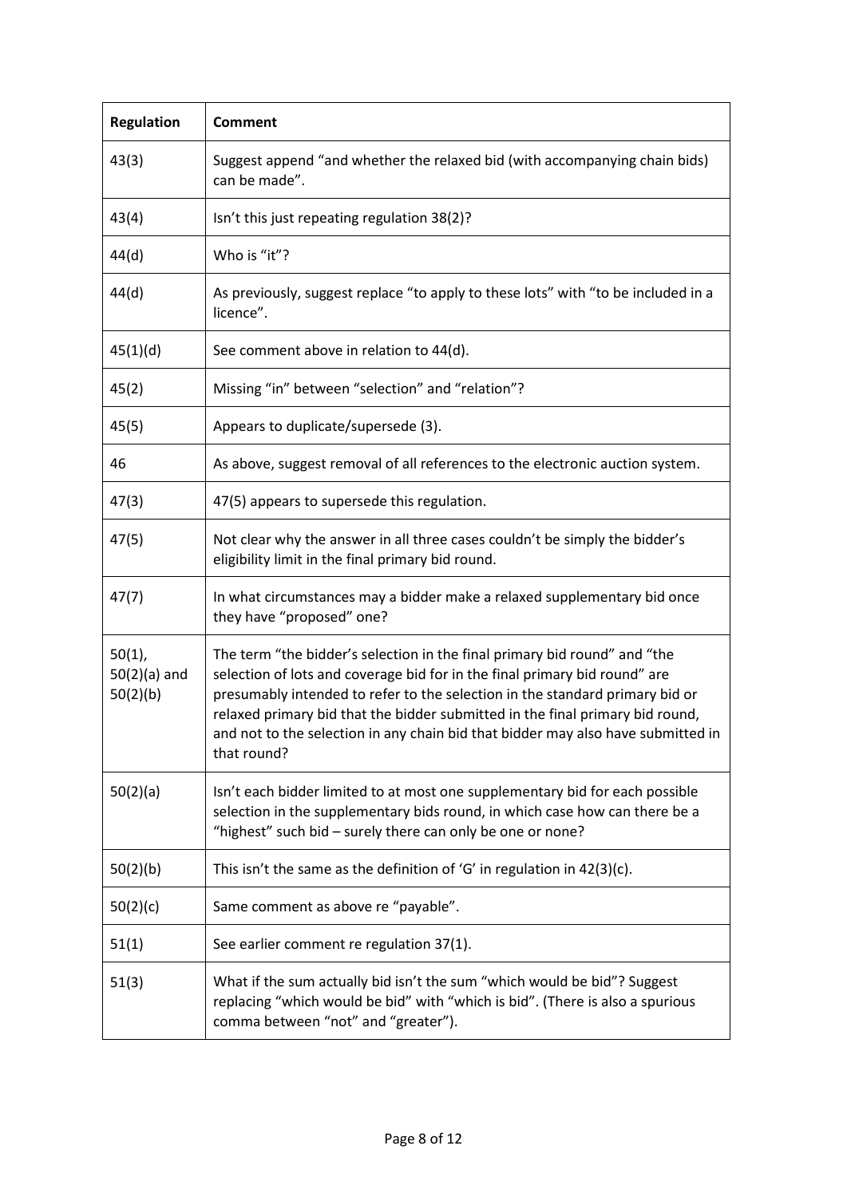| Regulation | Comment |
|---|---|
| 43(3) | Suggest append "and whether the relaxed bid (with accompanying chain bids) can be made". |
| 43(4) | Isn't this just repeating regulation 38(2)? |
| 44(d) | Who is "it"? |
| 44(d) | As previously, suggest replace "to apply to these lots" with "to be included in a licence". |
| 45(1)(d) | See comment above in relation to 44(d). |
| 45(2) | Missing "in" between "selection" and "relation"? |
| 45(5) | Appears to duplicate/supersede (3). |
| 46 | As above, suggest removal of all references to the electronic auction system. |
| 47(3) | 47(5) appears to supersede this regulation. |
| 47(5) | Not clear why the answer in all three cases couldn't be simply the bidder's eligibility limit in the final primary bid round. |
| 47(7) | In what circumstances may a bidder make a relaxed supplementary bid once they have "proposed" one? |
| 50(1), 50(2)(a) and 50(2)(b) | The term "the bidder's selection in the final primary bid round" and "the selection of lots and coverage bid for in the final primary bid round" are presumably intended to refer to the selection in the standard primary bid or relaxed primary bid that the bidder submitted in the final primary bid round, and not to the selection in any chain bid that bidder may also have submitted in that round? |
| 50(2)(a) | Isn't each bidder limited to at most one supplementary bid for each possible selection in the supplementary bids round, in which case how can there be a "highest" such bid – surely there can only be one or none? |
| 50(2)(b) | This isn't the same as the definition of 'G' in regulation in 42(3)(c). |
| 50(2)(c) | Same comment as above re "payable". |
| 51(1) | See earlier comment re regulation 37(1). |
| 51(3) | What if the sum actually bid isn't the sum "which would be bid"? Suggest replacing "which would be bid" with "which is bid". (There is also a spurious comma between "not" and "greater"). |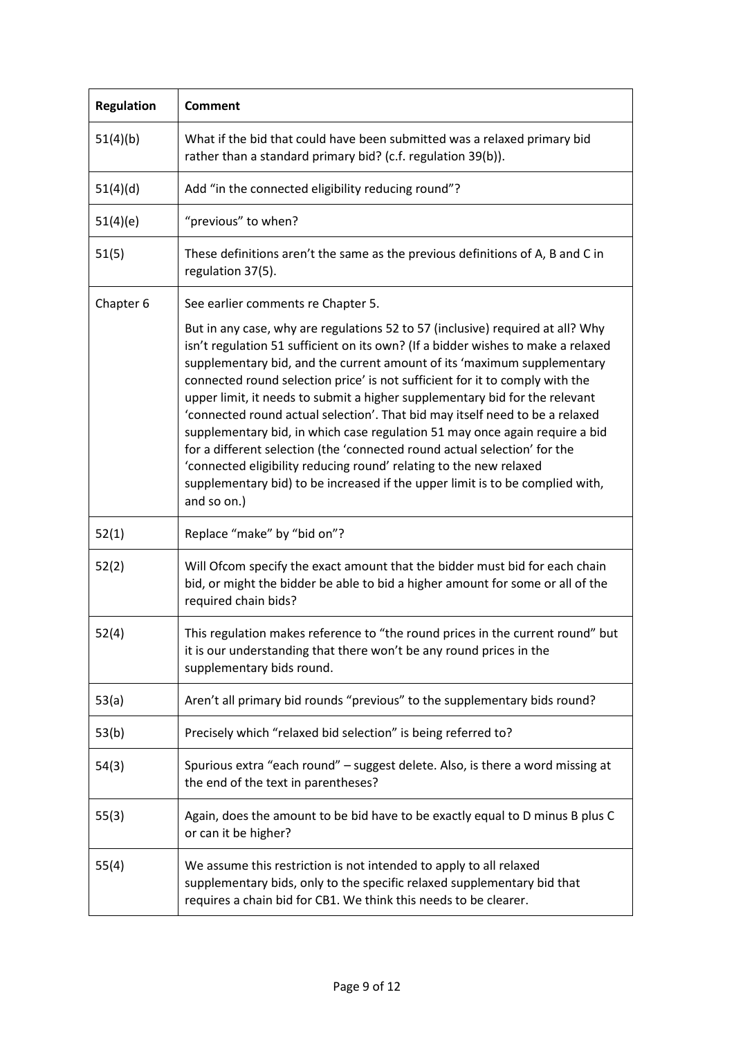| Regulation | Comment |
|---|---|
| 51(4)(b) | What if the bid that could have been submitted was a relaxed primary bid rather than a standard primary bid? (c.f. regulation 39(b)). |
| 51(4)(d) | Add "in the connected eligibility reducing round"? |
| 51(4)(e) | "previous" to when? |
| 51(5) | These definitions aren't the same as the previous definitions of A, B and C in regulation 37(5). |
| Chapter 6 | See earlier comments re Chapter 5.<br><br>But in any case, why are regulations 52 to 57 (inclusive) required at all? Why isn't regulation 51 sufficient on its own? (If a bidder wishes to make a relaxed supplementary bid, and the current amount of its 'maximum supplementary connected round selection price' is not sufficient for it to comply with the upper limit, it needs to submit a higher supplementary bid for the relevant 'connected round actual selection'. That bid may itself need to be a relaxed supplementary bid, in which case regulation 51 may once again require a bid for a different selection (the 'connected round actual selection' for the 'connected eligibility reducing round' relating to the new relaxed supplementary bid) to be increased if the upper limit is to be complied with, and so on.) |
| 52(1) | Replace "make" by "bid on"? |
| 52(2) | Will Ofcom specify the exact amount that the bidder must bid for each chain bid, or might the bidder be able to bid a higher amount for some or all of the required chain bids? |
| 52(4) | This regulation makes reference to "the round prices in the current round" but it is our understanding that there won't be any round prices in the supplementary bids round. |
| 53(a) | Aren't all primary bid rounds "previous" to the supplementary bids round? |
| 53(b) | Precisely which "relaxed bid selection" is being referred to? |
| 54(3) | Spurious extra "each round" – suggest delete. Also, is there a word missing at the end of the text in parentheses? |
| 55(3) | Again, does the amount to be bid have to be exactly equal to D minus B plus C or can it be higher? |
| 55(4) | We assume this restriction is not intended to apply to all relaxed supplementary bids, only to the specific relaxed supplementary bid that requires a chain bid for CB1. We think this needs to be clearer. |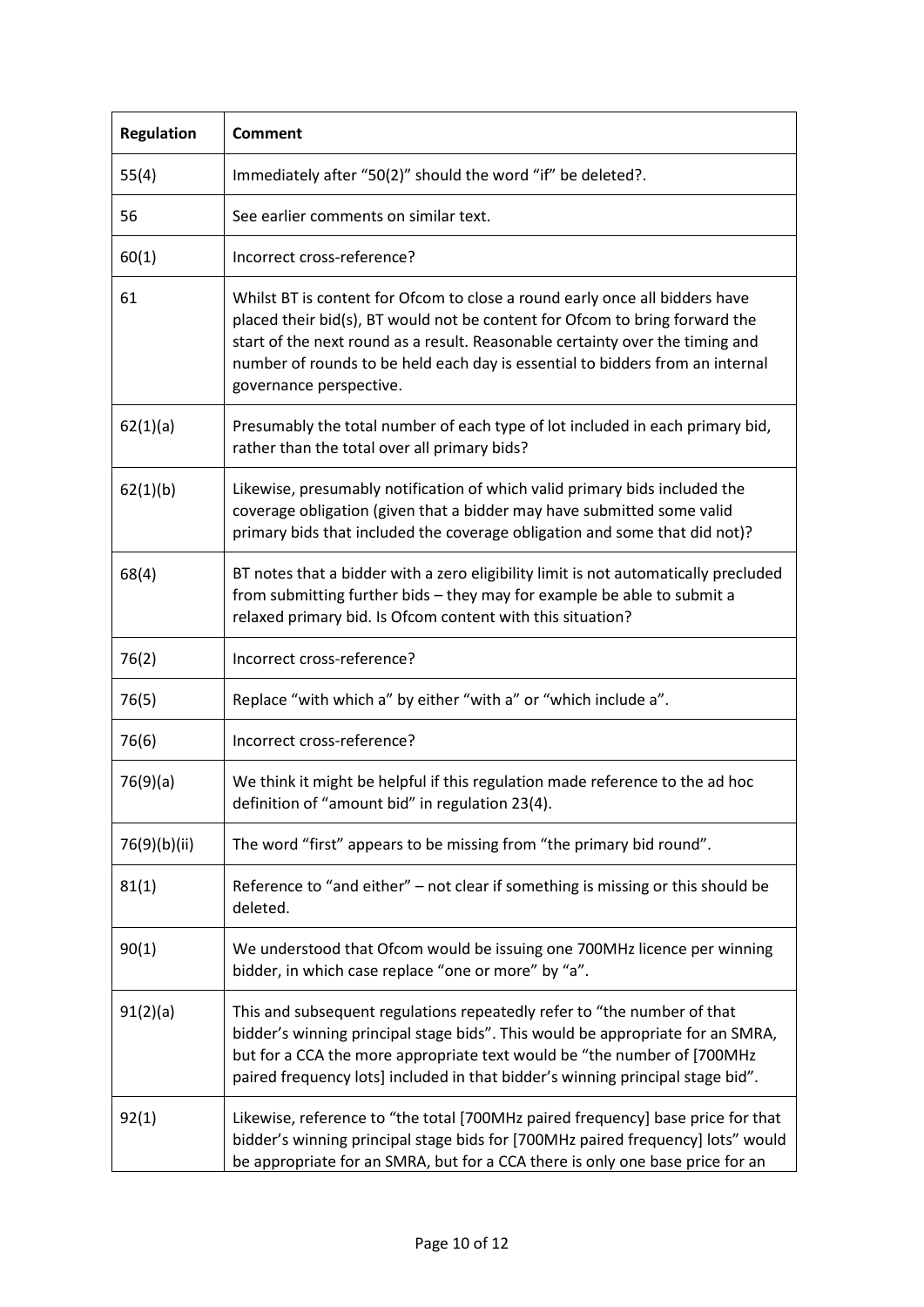| Regulation | Comment |
|---|---|
| 55(4) | Immediately after "50(2)" should the word "if" be deleted?. |
| 56 | See earlier comments on similar text. |
| 60(1) | Incorrect cross-reference? |
| 61 | Whilst BT is content for Ofcom to close a round early once all bidders have placed their bid(s), BT would not be content for Ofcom to bring forward the start of the next round as a result. Reasonable certainty over the timing and number of rounds to be held each day is essential to bidders from an internal governance perspective. |
| 62(1)(a) | Presumably the total number of each type of lot included in each primary bid, rather than the total over all primary bids? |
| 62(1)(b) | Likewise, presumably notification of which valid primary bids included the coverage obligation (given that a bidder may have submitted some valid primary bids that included the coverage obligation and some that did not)? |
| 68(4) | BT notes that a bidder with a zero eligibility limit is not automatically precluded from submitting further bids – they may for example be able to submit a relaxed primary bid. Is Ofcom content with this situation? |
| 76(2) | Incorrect cross-reference? |
| 76(5) | Replace "with which a" by either "with a" or "which include a". |
| 76(6) | Incorrect cross-reference? |
| 76(9)(a) | We think it might be helpful if this regulation made reference to the ad hoc definition of "amount bid" in regulation 23(4). |
| 76(9)(b)(ii) | The word "first" appears to be missing from "the primary bid round". |
| 81(1) | Reference to "and either" – not clear if something is missing or this should be deleted. |
| 90(1) | We understood that Ofcom would be issuing one 700MHz licence per winning bidder, in which case replace "one or more" by "a". |
| 91(2)(a) | This and subsequent regulations repeatedly refer to "the number of that bidder's winning principal stage bids". This would be appropriate for an SMRA, but for a CCA the more appropriate text would be "the number of [700MHz paired frequency lots] included in that bidder's winning principal stage bid". |
| 92(1) | Likewise, reference to "the total [700MHz paired frequency] base price for that bidder's winning principal stage bids for [700MHz paired frequency] lots" would be appropriate for an SMRA, but for a CCA there is only one base price for an |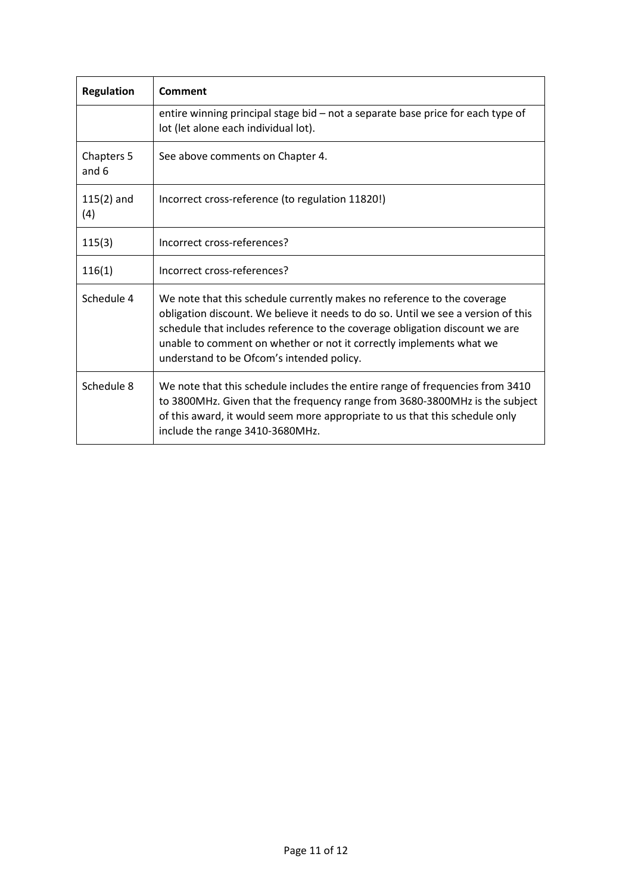| Regulation | Comment |
|---|---|
| | entire winning principal stage bid – not a separate base price for each type of lot (let alone each individual lot). |
| Chapters 5 and 6 | See above comments on Chapter 4. |
| 115(2) and (4) | Incorrect cross-reference (to regulation 11820!) |
| 115(3) | Incorrect cross-references? |
| 116(1) | Incorrect cross-references? |
| Schedule 4 | We note that this schedule currently makes no reference to the coverage obligation discount. We believe it needs to do so. Until we see a version of this schedule that includes reference to the coverage obligation discount we are unable to comment on whether or not it correctly implements what we understand to be Ofcom's intended policy. |
| Schedule 8 | We note that this schedule includes the entire range of frequencies from 3410 to 3800MHz. Given that the frequency range from 3680-3800MHz is the subject of this award, it would seem more appropriate to us that this schedule only include the range 3410-3680MHz. |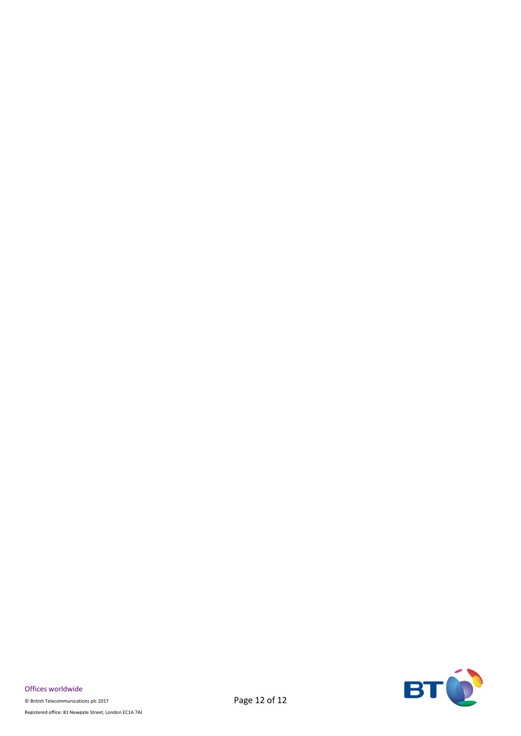Offices worldwide

© British Telecommunications plc 2017

Registered office: 81 Newgate Street, London EC1A 7AJ